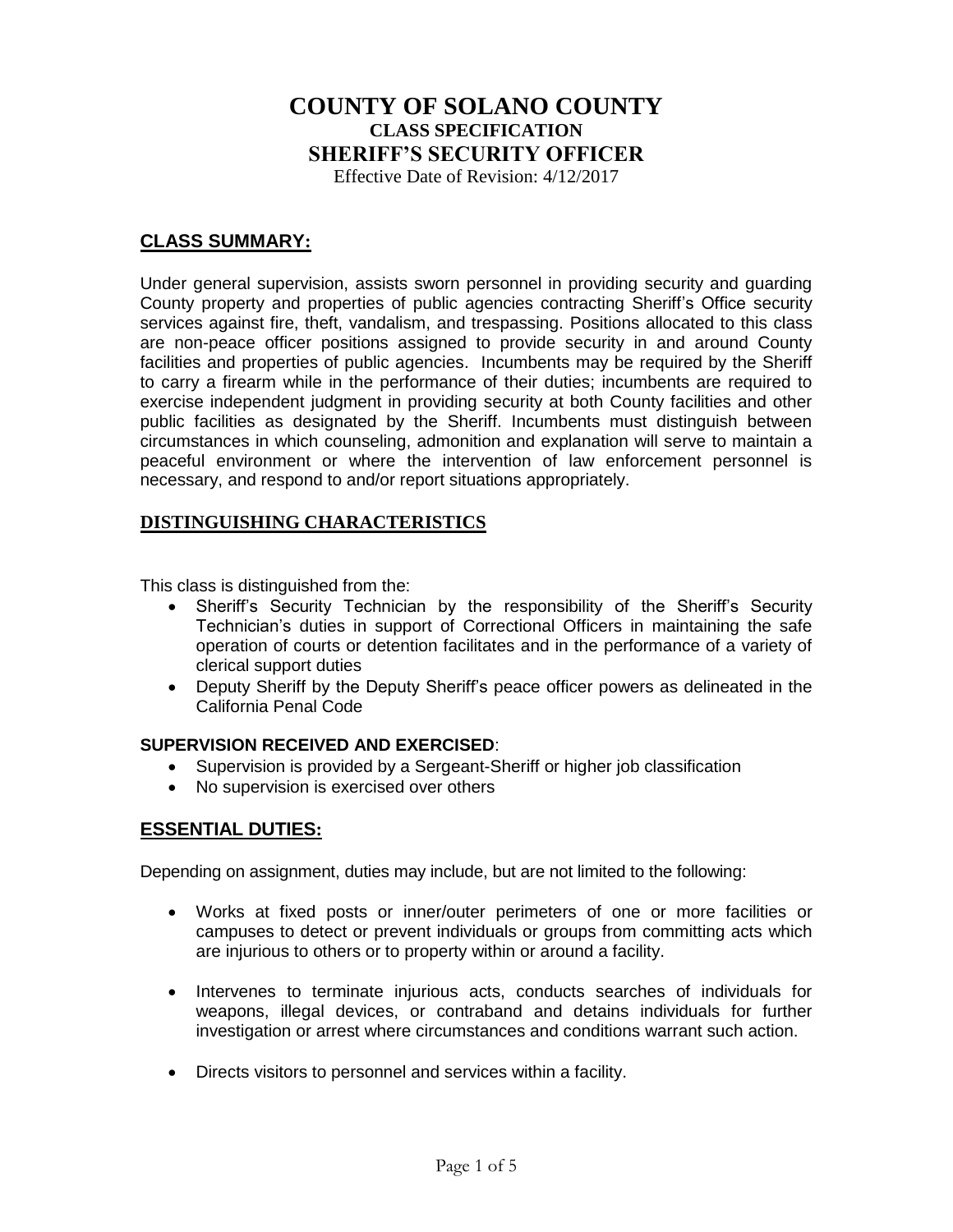# COUNTY OF SOLANO COUNTY

## CLASS SPECIFICATION

## SHERIFF'S SECURITY OFFICER

Effective Date of Revision: 4/12/2017

## CLASS SUMMARY:

Under general supervision, assists sworn personnel in providing security and guarding County property and properties of public agencies contracting Sheriff's Office security services against fire, theft, vandalism, and trespassing. Positions allocated to this class are non-peace officer positions assigned to provide security in and around County facilities and properties of public agencies. Incumbents may be required by the Sheriff to carry a firearm while in the performance of their duties; incumbents are required to exercise independent judgment in providing security at both County facilities and other public facilities as designated by the Sheriff. Incumbents must distinguish between circumstances in which counseling, admonition and explanation will serve to maintain a peaceful environment or where the intervention of law enforcement personnel is necessary, and respond to and/or report situations appropriately.

## DISTINGUISHING CHARACTERISTICS

This class is distinguished from the:

- Sheriff's Security Technician by the responsibility of the Sheriff's Security Technician's duties in support of Correctional Officers in maintaining the safe operation of courts or detention facilitates and in the performance of a variety of clerical support duties
- Deputy Sheriff by the Deputy Sheriff's peace officer powers as delineated in the California Penal Code

**SUPERVISION RECEIVED AND EXERCISED**:

- Supervision is provided by a Sergeant-Sheriff or higher job classification
- No supervision is exercised over others

## ESSENTIAL DUTIES:

Depending on assignment, duties may include, but are not limited to the following:

- Works at fixed posts or inner/outer perimeters of one or more facilities or campuses to detect or prevent individuals or groups from committing acts which are injurious to others or to property within or around a facility.
- Intervenes to terminate injurious acts, conducts searches of individuals for weapons, illegal devices, or contraband and detains individuals for further investigation or arrest where circumstances and conditions warrant such action.
- Directs visitors to personnel and services within a facility.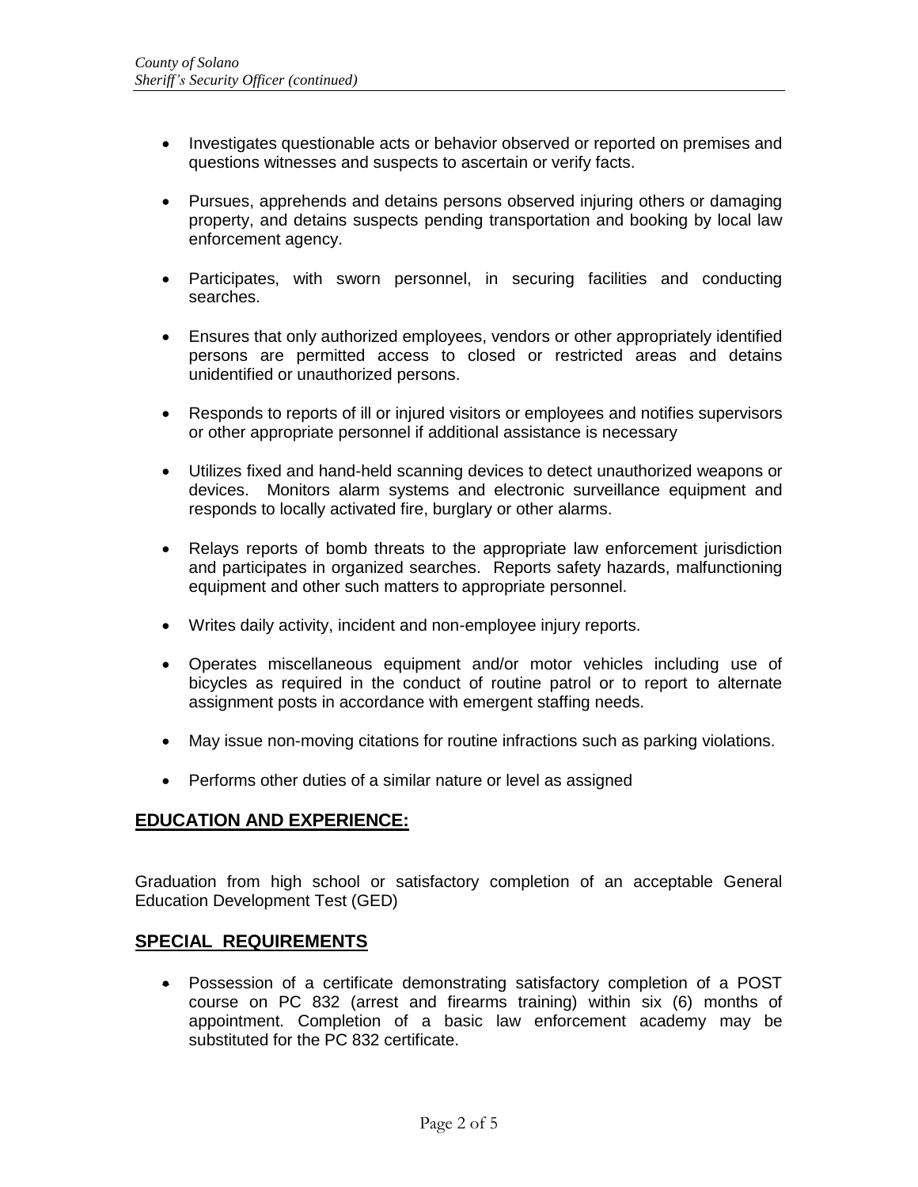- Investigates questionable acts or behavior observed or reported on premises and questions witnesses and suspects to ascertain or verify facts.

- Pursues, apprehends and detains persons observed injuring others or damaging property, and detains suspects pending transportation and booking by local law enforcement agency.

- Participates, with sworn personnel, in securing facilities and conducting searches.

- Ensures that only authorized employees, vendors or other appropriately identified persons are permitted access to closed or restricted areas and detains unidentified or unauthorized persons.

- Responds to reports of ill or injured visitors or employees and notifies supervisors or other appropriate personnel if additional assistance is necessary

- Utilizes fixed and hand-held scanning devices to detect unauthorized weapons or devices. Monitors alarm systems and electronic surveillance equipment and responds to locally activated fire, burglary or other alarms.

- Relays reports of bomb threats to the appropriate law enforcement jurisdiction and participates in organized searches. Reports safety hazards, malfunctioning equipment and other such matters to appropriate personnel.

- Writes daily activity, incident and non-employee injury reports.

- Operates miscellaneous equipment and/or motor vehicles including use of bicycles as required in the conduct of routine patrol or to report to alternate assignment posts in accordance with emergent staffing needs.

- May issue non-moving citations for routine infractions such as parking violations.

- Performs other duties of a similar nature or level as assigned

## EDUCATION AND EXPERIENCE:

Graduation from high school or satisfactory completion of an acceptable General Education Development Test (GED)

## SPECIAL REQUIREMENTS

- Possession of a certificate demonstrating satisfactory completion of a POST course on PC 832 (arrest and firearms training) within six (6) months of appointment. Completion of a basic law enforcement academy may be substituted for the PC 832 certificate.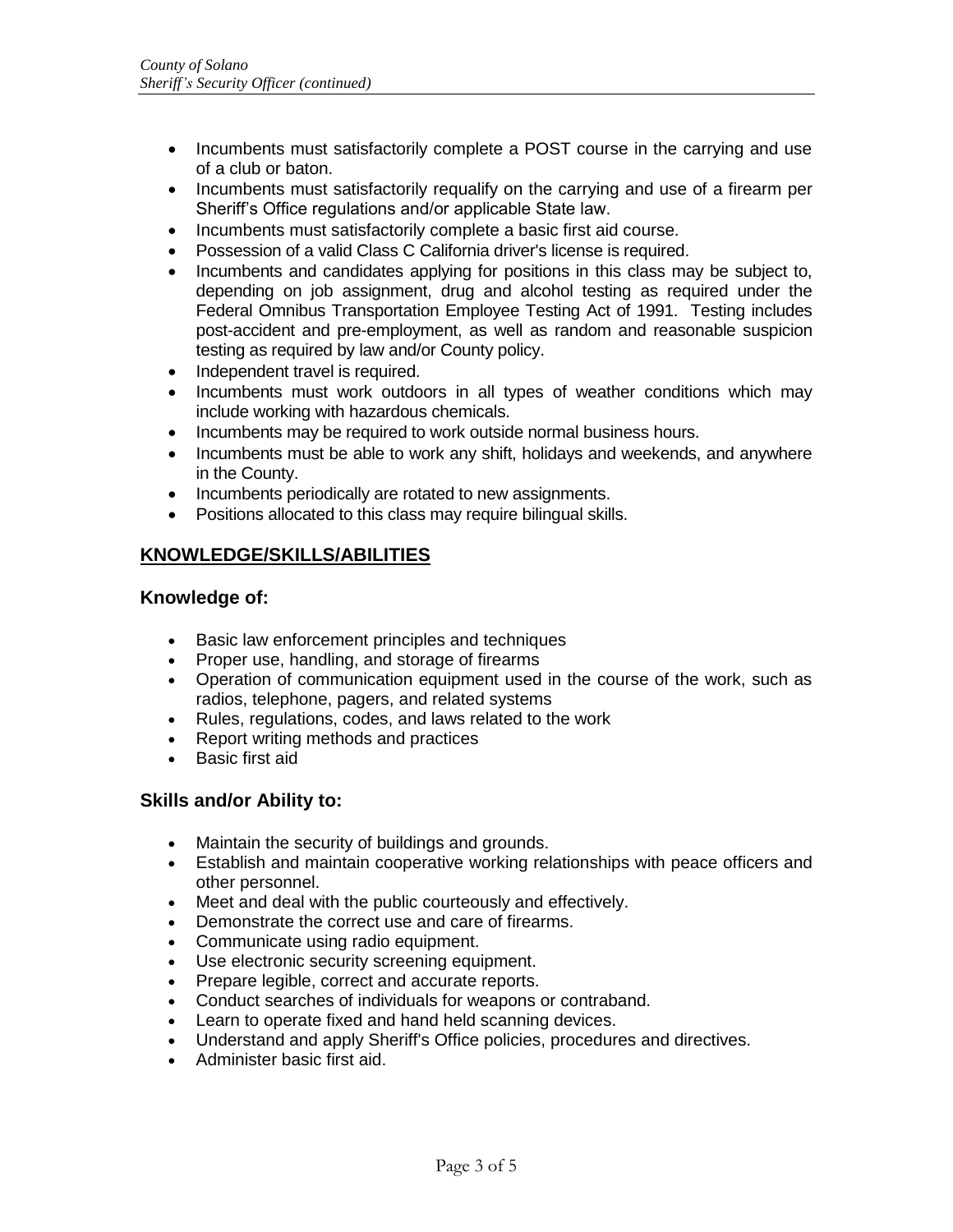- Incumbents must satisfactorily complete a POST course in the carrying and use of a club or baton.
- Incumbents must satisfactorily requalify on the carrying and use of a firearm per Sheriff's Office regulations and/or applicable State law.
- Incumbents must satisfactorily complete a basic first aid course.
- Possession of a valid Class C California driver's license is required.
- Incumbents and candidates applying for positions in this class may be subject to, depending on job assignment, drug and alcohol testing as required under the Federal Omnibus Transportation Employee Testing Act of 1991. Testing includes post-accident and pre-employment, as well as random and reasonable suspicion testing as required by law and/or County policy.
- Independent travel is required.
- Incumbents must work outdoors in all types of weather conditions which may include working with hazardous chemicals.
- Incumbents may be required to work outside normal business hours.
- Incumbents must be able to work any shift, holidays and weekends, and anywhere in the County.
- Incumbents periodically are rotated to new assignments.
- Positions allocated to this class may require bilingual skills.

## KNOWLEDGE/SKILLS/ABILITIES

### Knowledge of:

- Basic law enforcement principles and techniques
- Proper use, handling, and storage of firearms
- Operation of communication equipment used in the course of the work, such as radios, telephone, pagers, and related systems
- Rules, regulations, codes, and laws related to the work
- Report writing methods and practices
- Basic first aid

### Skills and/or Ability to:

- Maintain the security of buildings and grounds.
- Establish and maintain cooperative working relationships with peace officers and other personnel.
- Meet and deal with the public courteously and effectively.
- Demonstrate the correct use and care of firearms.
- Communicate using radio equipment.
- Use electronic security screening equipment.
- Prepare legible, correct and accurate reports.
- Conduct searches of individuals for weapons or contraband.
- Learn to operate fixed and hand held scanning devices.
- Understand and apply Sheriff's Office policies, procedures and directives.
- Administer basic first aid.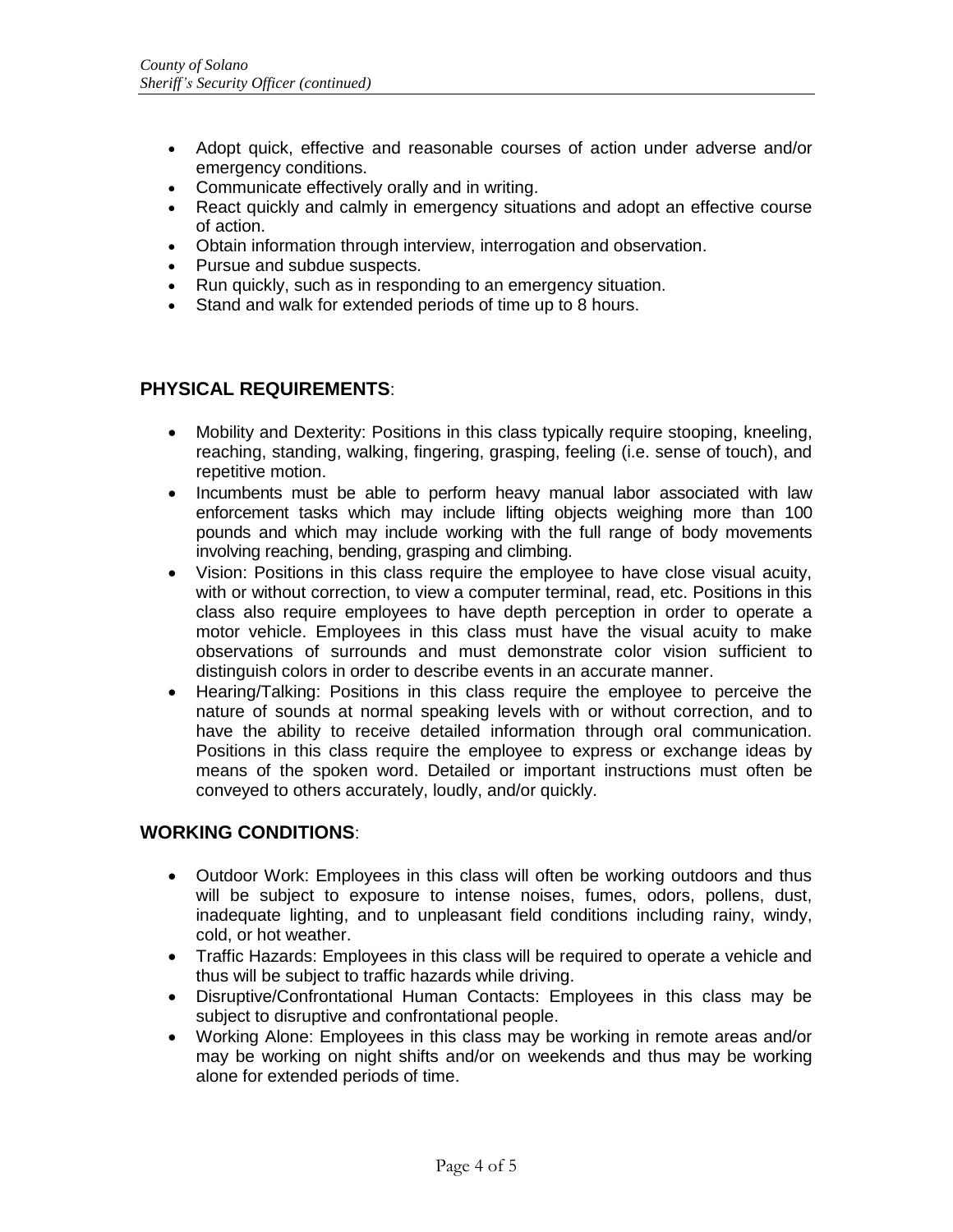- Adopt quick, effective and reasonable courses of action under adverse and/or emergency conditions.
- Communicate effectively orally and in writing.
- React quickly and calmly in emergency situations and adopt an effective course of action.
- Obtain information through interview, interrogation and observation.
- Pursue and subdue suspects.
- Run quickly, such as in responding to an emergency situation.
- Stand and walk for extended periods of time up to 8 hours.

## PHYSICAL REQUIREMENTS:

- Mobility and Dexterity: Positions in this class typically require stooping, kneeling, reaching, standing, walking, fingering, grasping, feeling (i.e. sense of touch), and repetitive motion.
- Incumbents must be able to perform heavy manual labor associated with law enforcement tasks which may include lifting objects weighing more than 100 pounds and which may include working with the full range of body movements involving reaching, bending, grasping and climbing.
- Vision: Positions in this class require the employee to have close visual acuity, with or without correction, to view a computer terminal, read, etc. Positions in this class also require employees to have depth perception in order to operate a motor vehicle. Employees in this class must have the visual acuity to make observations of surrounds and must demonstrate color vision sufficient to distinguish colors in order to describe events in an accurate manner.
- Hearing/Talking: Positions in this class require the employee to perceive the nature of sounds at normal speaking levels with or without correction, and to have the ability to receive detailed information through oral communication. Positions in this class require the employee to express or exchange ideas by means of the spoken word. Detailed or important instructions must often be conveyed to others accurately, loudly, and/or quickly.

## WORKING CONDITIONS:

- Outdoor Work: Employees in this class will often be working outdoors and thus will be subject to exposure to intense noises, fumes, odors, pollens, dust, inadequate lighting, and to unpleasant field conditions including rainy, windy, cold, or hot weather.
- Traffic Hazards: Employees in this class will be required to operate a vehicle and thus will be subject to traffic hazards while driving.
- Disruptive/Confrontational Human Contacts: Employees in this class may be subject to disruptive and confrontational people.
- Working Alone: Employees in this class may be working in remote areas and/or may be working on night shifts and/or on weekends and thus may be working alone for extended periods of time.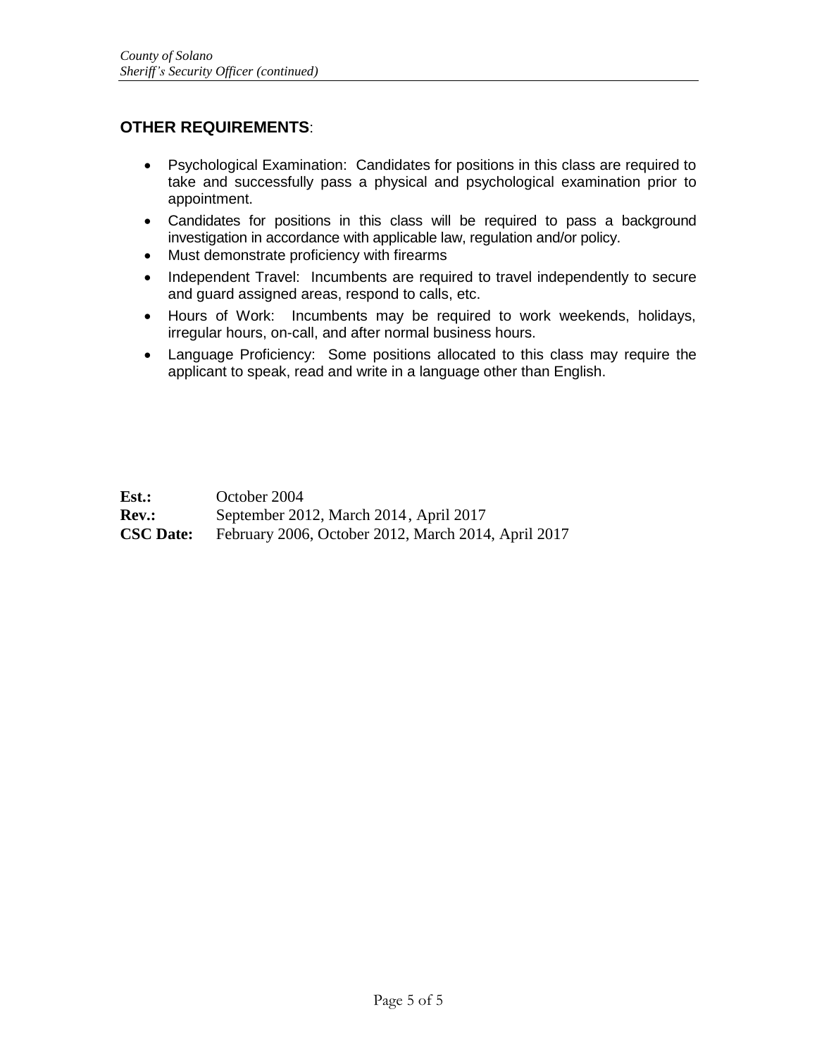## OTHER REQUIREMENTS:

- Psychological Examination: Candidates for positions in this class are required to take and successfully pass a physical and psychological examination prior to appointment.
- Candidates for positions in this class will be required to pass a background investigation in accordance with applicable law, regulation and/or policy.
- Must demonstrate proficiency with firearms
- Independent Travel: Incumbents are required to travel independently to secure and guard assigned areas, respond to calls, etc.
- Hours of Work: Incumbents may be required to work weekends, holidays, irregular hours, on-call, and after normal business hours.
- Language Proficiency: Some positions allocated to this class may require the applicant to speak, read and write in a language other than English.

| | |
|---|---|
| **Est.:** | October 2004 |
| **Rev.:** | September 2012, March 2014, April 2017 |
| **CSC Date:** | February 2006, October 2012, March 2014, April 2017 |